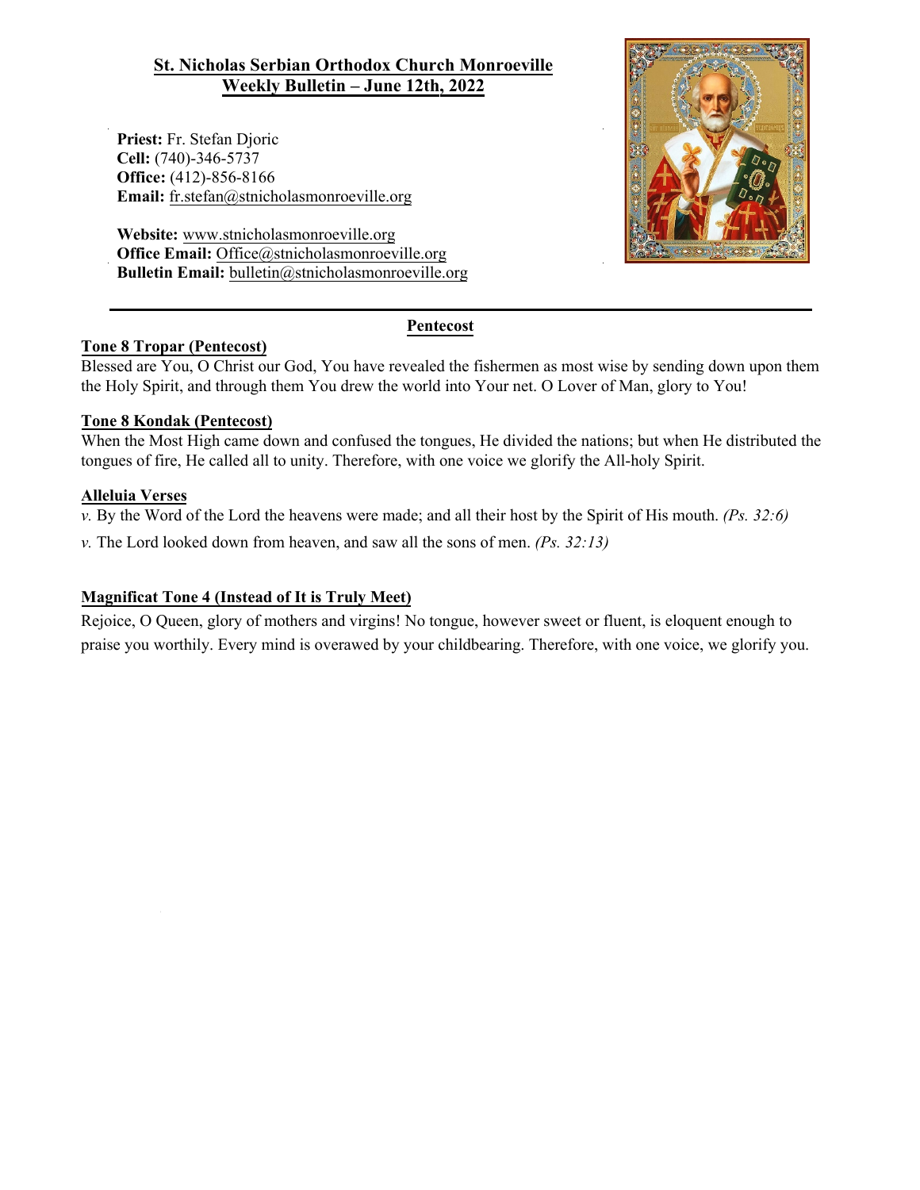# St. Nicholas Serbian Orthodox Church Monroeville
## Weekly Bulletin – June 12th, 2022

**Priest:** Fr. Stefan Djoric
**Cell:** (740)-346-5737
**Office:** (412)-856-8166
**Email:** fr.stefan@stnicholasmonroeville.org

**Website:** www.stnicholasmonroeville.org
**Office Email:** Office@stnicholasmonroeville.org
**Bulletin Email:** bulletin@stnicholasmonroeville.org

---

## Pentecost

### Tone 8 Tropar (Pentecost)

Blessed are You, O Christ our God, You have revealed the fishermen as most wise by sending down upon them the Holy Spirit, and through them You drew the world into Your net. O Lover of Man, glory to You!

### Tone 8 Kondak (Pentecost)

When the Most High came down and confused the tongues, He divided the nations; but when He distributed the tongues of fire, He called all to unity. Therefore, with one voice we glorify the All-holy Spirit.

### Alleluia Verses

*v.* By the Word of the Lord the heavens were made; and all their host by the Spirit of His mouth. *(Ps. 32:6)*

*v.* The Lord looked down from heaven, and saw all the sons of men. *(Ps. 32:13)*

### Magnificat Tone 4 (Instead of It is Truly Meet)

Rejoice, O Queen, glory of mothers and virgins! No tongue, however sweet or fluent, is eloquent enough to praise you worthily. Every mind is overawed by your childbearing. Therefore, with one voice, we glorify you.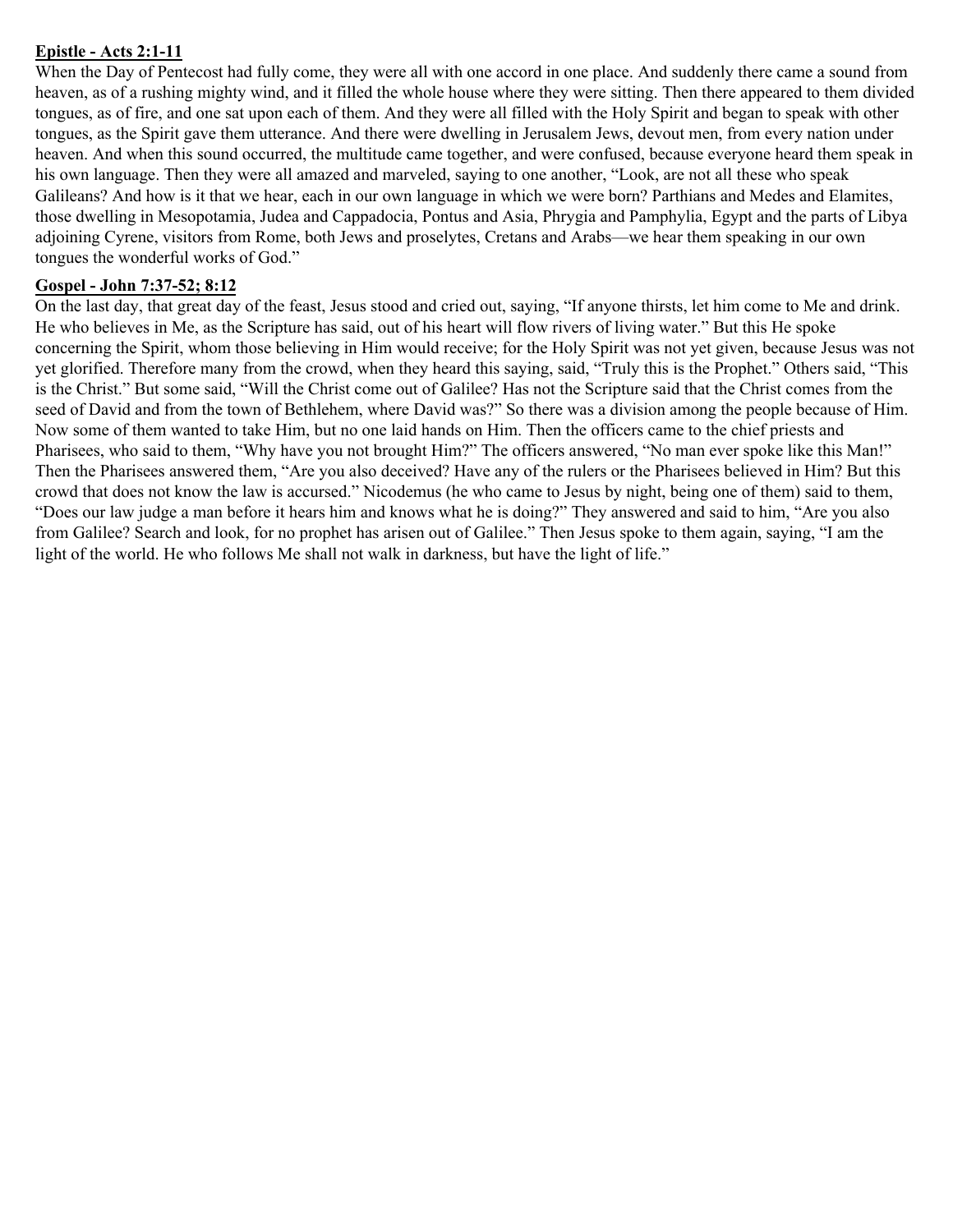**Epistle - Acts 2:1-11**

When the Day of Pentecost had fully come, they were all with one accord in one place. And suddenly there came a sound from heaven, as of a rushing mighty wind, and it filled the whole house where they were sitting. Then there appeared to them divided tongues, as of fire, and one sat upon each of them. And they were all filled with the Holy Spirit and began to speak with other tongues, as the Spirit gave them utterance. And there were dwelling in Jerusalem Jews, devout men, from every nation under heaven. And when this sound occurred, the multitude came together, and were confused, because everyone heard them speak in his own language. Then they were all amazed and marveled, saying to one another, "Look, are not all these who speak Galileans? And how is it that we hear, each in our own language in which we were born? Parthians and Medes and Elamites, those dwelling in Mesopotamia, Judea and Cappadocia, Pontus and Asia, Phrygia and Pamphylia, Egypt and the parts of Libya adjoining Cyrene, visitors from Rome, both Jews and proselytes, Cretans and Arabs—we hear them speaking in our own tongues the wonderful works of God."

**Gospel - John 7:37-52; 8:12**

On the last day, that great day of the feast, Jesus stood and cried out, saying, "If anyone thirsts, let him come to Me and drink. He who believes in Me, as the Scripture has said, out of his heart will flow rivers of living water." But this He spoke concerning the Spirit, whom those believing in Him would receive; for the Holy Spirit was not yet given, because Jesus was not yet glorified. Therefore many from the crowd, when they heard this saying, said, "Truly this is the Prophet." Others said, "This is the Christ." But some said, "Will the Christ come out of Galilee? Has not the Scripture said that the Christ comes from the seed of David and from the town of Bethlehem, where David was?" So there was a division among the people because of Him. Now some of them wanted to take Him, but no one laid hands on Him. Then the officers came to the chief priests and Pharisees, who said to them, "Why have you not brought Him?" The officers answered, "No man ever spoke like this Man!" Then the Pharisees answered them, "Are you also deceived? Have any of the rulers or the Pharisees believed in Him? But this crowd that does not know the law is accursed." Nicodemus (he who came to Jesus by night, being one of them) said to them, "Does our law judge a man before it hears him and knows what he is doing?" They answered and said to him, "Are you also from Galilee? Search and look, for no prophet has arisen out of Galilee." Then Jesus spoke to them again, saying, "I am the light of the world. He who follows Me shall not walk in darkness, but have the light of life."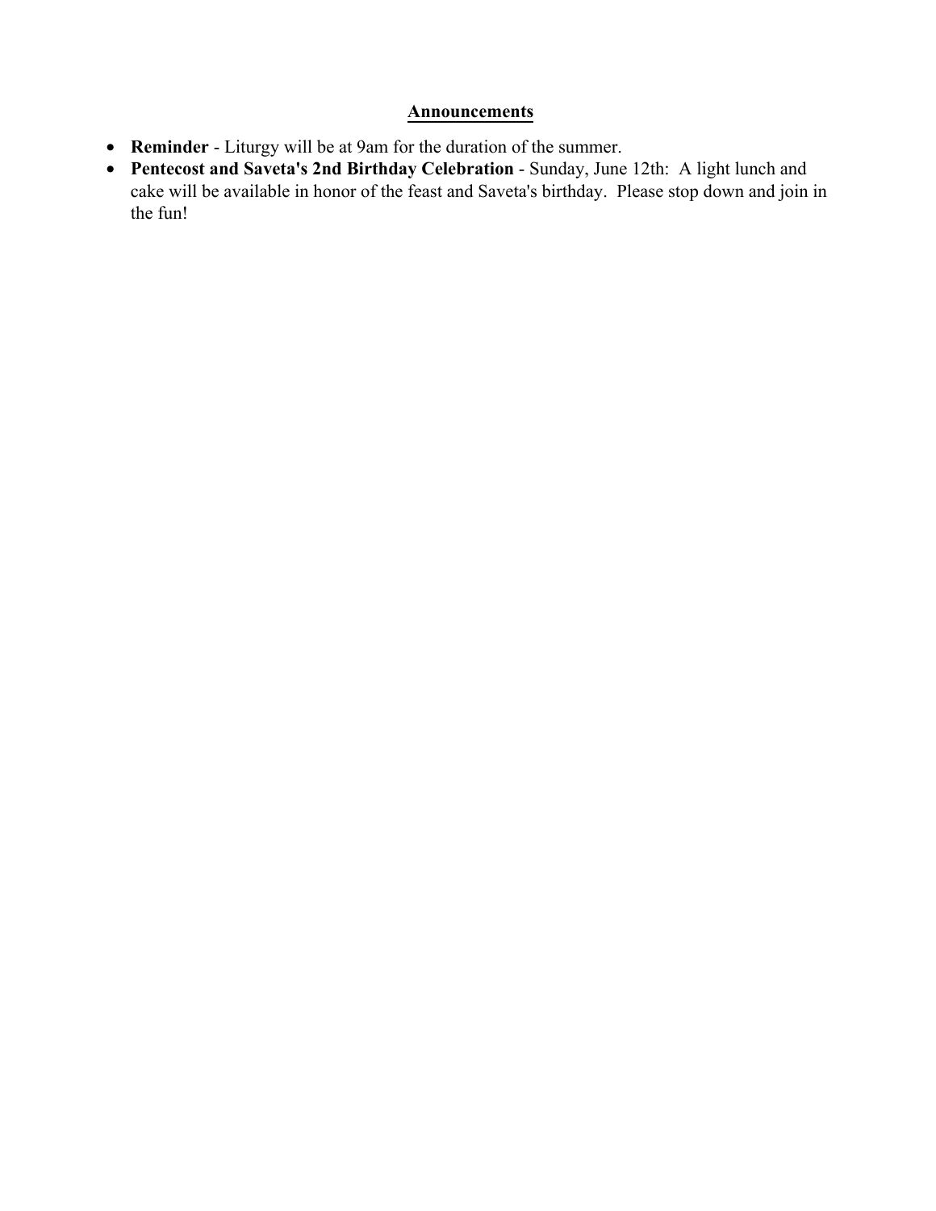## Announcements

- **Reminder** - Liturgy will be at 9am for the duration of the summer.
- **Pentecost and Saveta's 2nd Birthday Celebration** - Sunday, June 12th: A light lunch and cake will be available in honor of the feast and Saveta's birthday. Please stop down and join in the fun!